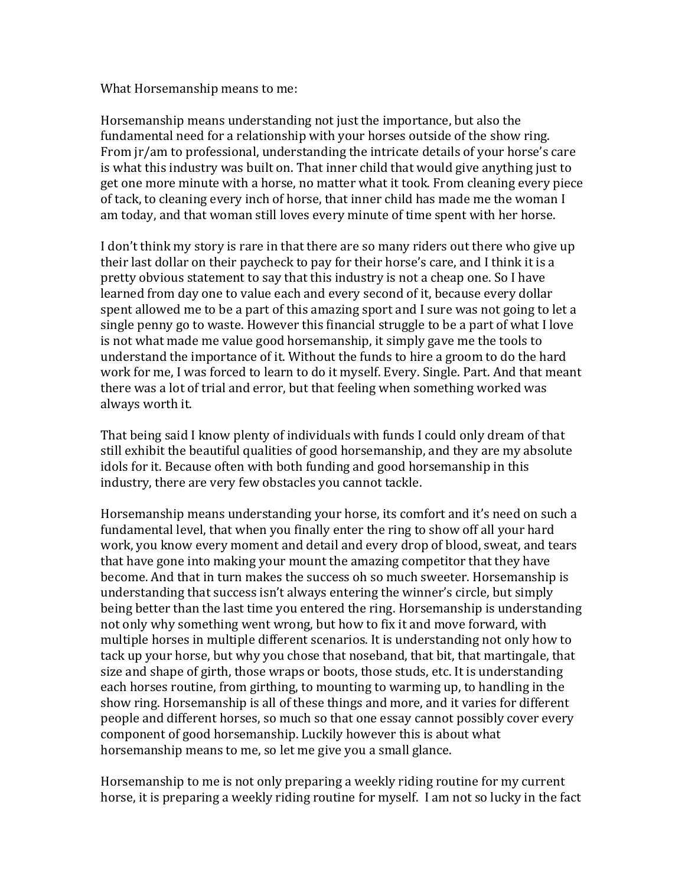What Horsemanship means to me:

Horsemanship means understanding not just the importance, but also the fundamental need for a relationship with your horses outside of the show ring. From jr/am to professional, understanding the intricate details of your horse's care is what this industry was built on. That inner child that would give anything just to get one more minute with a horse, no matter what it took. From cleaning every piece of tack, to cleaning every inch of horse, that inner child has made me the woman I am today, and that woman still loves every minute of time spent with her horse.

I don't think my story is rare in that there are so many riders out there who give up their last dollar on their paycheck to pay for their horse's care, and I think it is a pretty obvious statement to say that this industry is not a cheap one. So I have learned from day one to value each and every second of it, because every dollar spent allowed me to be a part of this amazing sport and I sure was not going to let a single penny go to waste. However this financial struggle to be a part of what I love is not what made me value good horsemanship, it simply gave me the tools to understand the importance of it. Without the funds to hire a groom to do the hard work for me, I was forced to learn to do it myself. Every. Single. Part. And that meant there was a lot of trial and error, but that feeling when something worked was always worth it.

That being said I know plenty of individuals with funds I could only dream of that still exhibit the beautiful qualities of good horsemanship, and they are my absolute idols for it. Because often with both funding and good horsemanship in this industry, there are very few obstacles you cannot tackle.

Horsemanship means understanding your horse, its comfort and it's need on such a fundamental level, that when you finally enter the ring to show off all your hard work, you know every moment and detail and every drop of blood, sweat, and tears that have gone into making your mount the amazing competitor that they have become. And that in turn makes the success oh so much sweeter. Horsemanship is understanding that success isn't always entering the winner's circle, but simply being better than the last time you entered the ring. Horsemanship is understanding not only why something went wrong, but how to fix it and move forward, with multiple horses in multiple different scenarios. It is understanding not only how to tack up your horse, but why you chose that noseband, that bit, that martingale, that size and shape of girth, those wraps or boots, those studs, etc. It is understanding each horses routine, from girthing, to mounting to warming up, to handling in the show ring. Horsemanship is all of these things and more, and it varies for different people and different horses, so much so that one essay cannot possibly cover every component of good horsemanship. Luckily however this is about what horsemanship means to me, so let me give you a small glance.

Horsemanship to me is not only preparing a weekly riding routine for my current horse, it is preparing a weekly riding routine for myself. I am not so lucky in the fact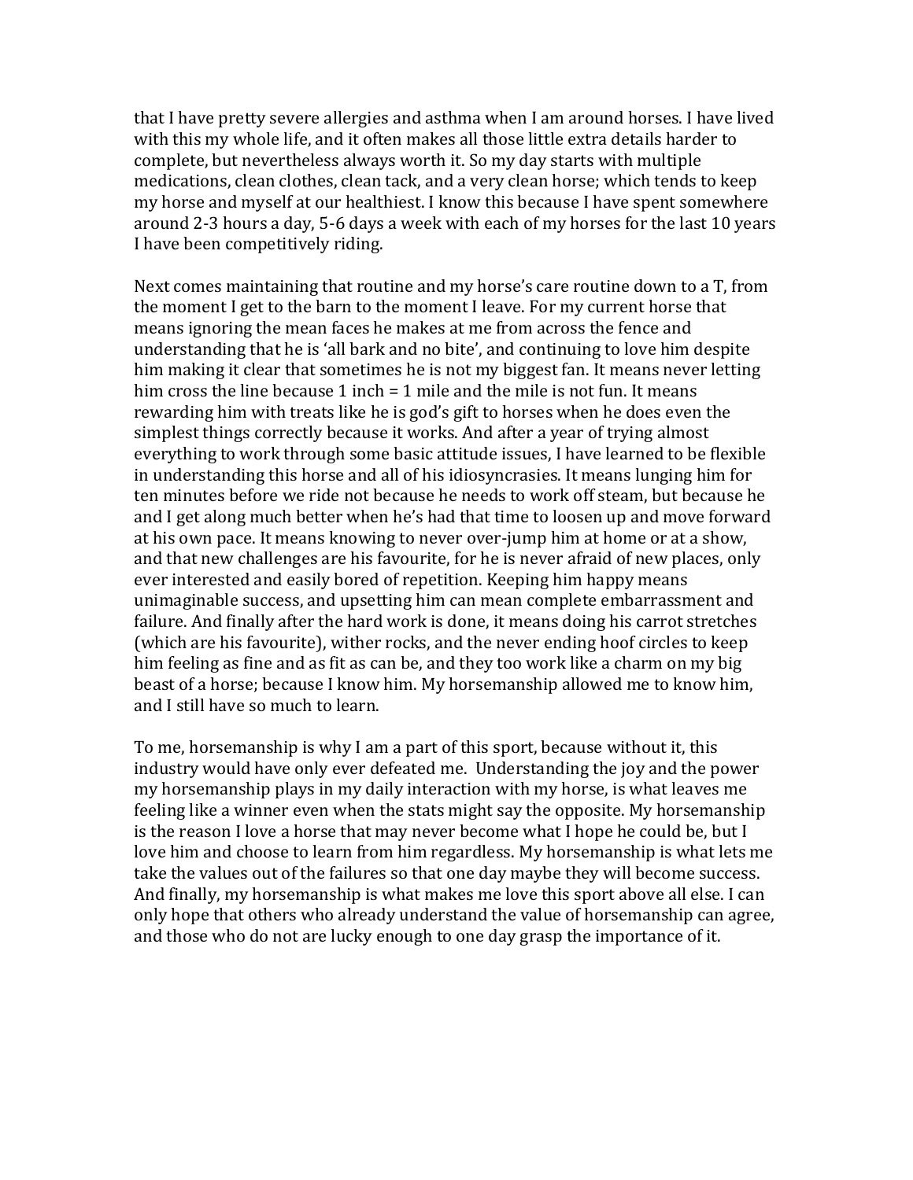that I have pretty severe allergies and asthma when I am around horses. I have lived with this my whole life, and it often makes all those little extra details harder to complete, but nevertheless always worth it. So my day starts with multiple medications, clean clothes, clean tack, and a very clean horse; which tends to keep my horse and myself at our healthiest. I know this because I have spent somewhere around 2-3 hours a day, 5-6 days a week with each of my horses for the last 10 years I have been competitively riding.

Next comes maintaining that routine and my horse's care routine down to a T, from the moment I get to the barn to the moment I leave. For my current horse that means ignoring the mean faces he makes at me from across the fence and understanding that he is 'all bark and no bite', and continuing to love him despite him making it clear that sometimes he is not my biggest fan. It means never letting him cross the line because 1 inch = 1 mile and the mile is not fun. It means rewarding him with treats like he is god's gift to horses when he does even the simplest things correctly because it works. And after a year of trying almost everything to work through some basic attitude issues, I have learned to be flexible in understanding this horse and all of his idiosyncrasies. It means lunging him for ten minutes before we ride not because he needs to work off steam, but because he and I get along much better when he's had that time to loosen up and move forward at his own pace. It means knowing to never over-jump him at home or at a show, and that new challenges are his favourite, for he is never afraid of new places, only ever interested and easily bored of repetition. Keeping him happy means unimaginable success, and upsetting him can mean complete embarrassment and failure. And finally after the hard work is done, it means doing his carrot stretches (which are his favourite), wither rocks, and the never ending hoof circles to keep him feeling as fine and as fit as can be, and they too work like a charm on my big beast of a horse; because I know him. My horsemanship allowed me to know him, and I still have so much to learn.

To me, horsemanship is why I am a part of this sport, because without it, this industry would have only ever defeated me. Understanding the joy and the power my horsemanship plays in my daily interaction with my horse, is what leaves me feeling like a winner even when the stats might say the opposite. My horsemanship is the reason I love a horse that may never become what I hope he could be, but I love him and choose to learn from him regardless. My horsemanship is what lets me take the values out of the failures so that one day maybe they will become success. And finally, my horsemanship is what makes me love this sport above all else. I can only hope that others who already understand the value of horsemanship can agree, and those who do not are lucky enough to one day grasp the importance of it.